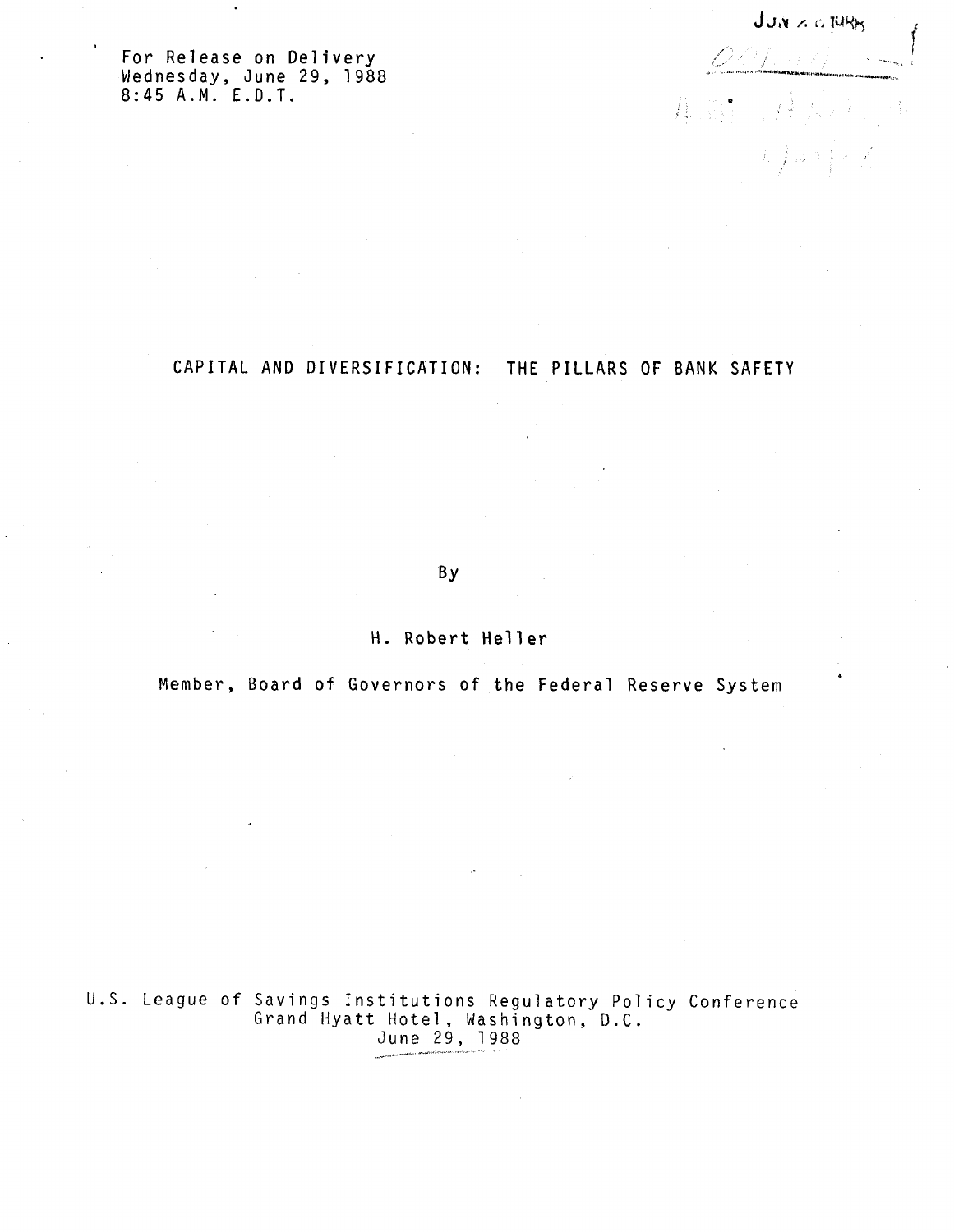For Release on Delivery
Wednesday, June 29, 1988
8:45 A.M. E.D.T.

# CAPITAL AND DIVERSIFICATION: THE PILLARS OF BANK SAFETY

By

H. Robert Heller

Member, Board of Governors of the Federal Reserve System

U.S. League of Savings Institutions Regulatory Policy Conference
Grand Hyatt Hotel, Washington, D.C.
June 29, 1988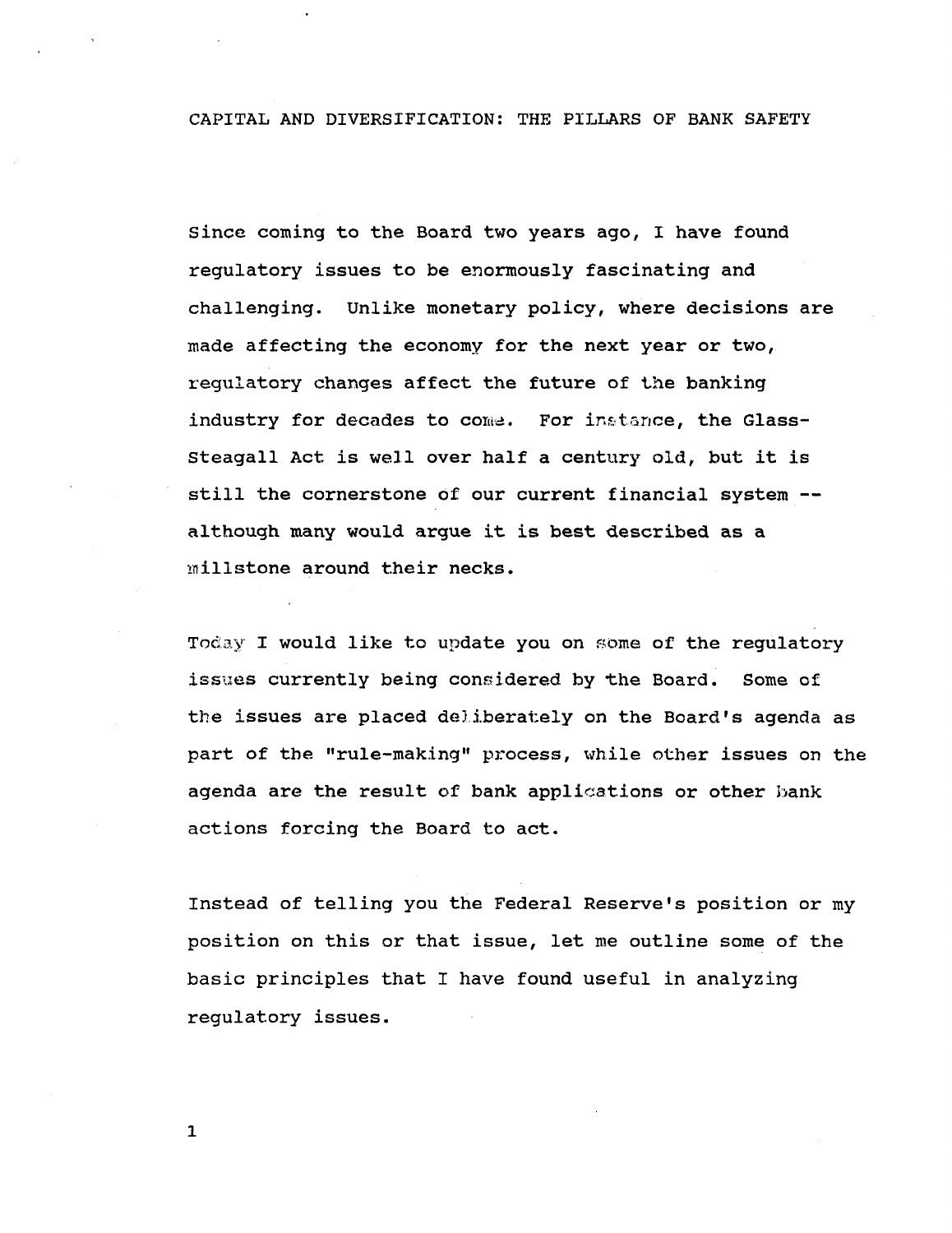# CAPITAL AND DIVERSIFICATION: THE PILLARS OF BANK SAFETY

Since coming to the Board two years ago, I have found regulatory issues to be enormously fascinating and challenging. Unlike monetary policy, where decisions are made affecting the economy for the next year or two, regulatory changes affect the future of the banking industry for decades to come. For instance, the Glass-Steagall Act is well over half a century old, but it is still the cornerstone of our current financial system -- although many would argue it is best described as a millstone around their necks.

Today I would like to update you on some of the regulatory issues currently being considered by the Board. Some of the issues are placed deliberately on the Board's agenda as part of the "rule-making" process, while other issues on the agenda are the result of bank applications or other bank actions forcing the Board to act.

Instead of telling you the Federal Reserve's position or my position on this or that issue, let me outline some of the basic principles that I have found useful in analyzing regulatory issues.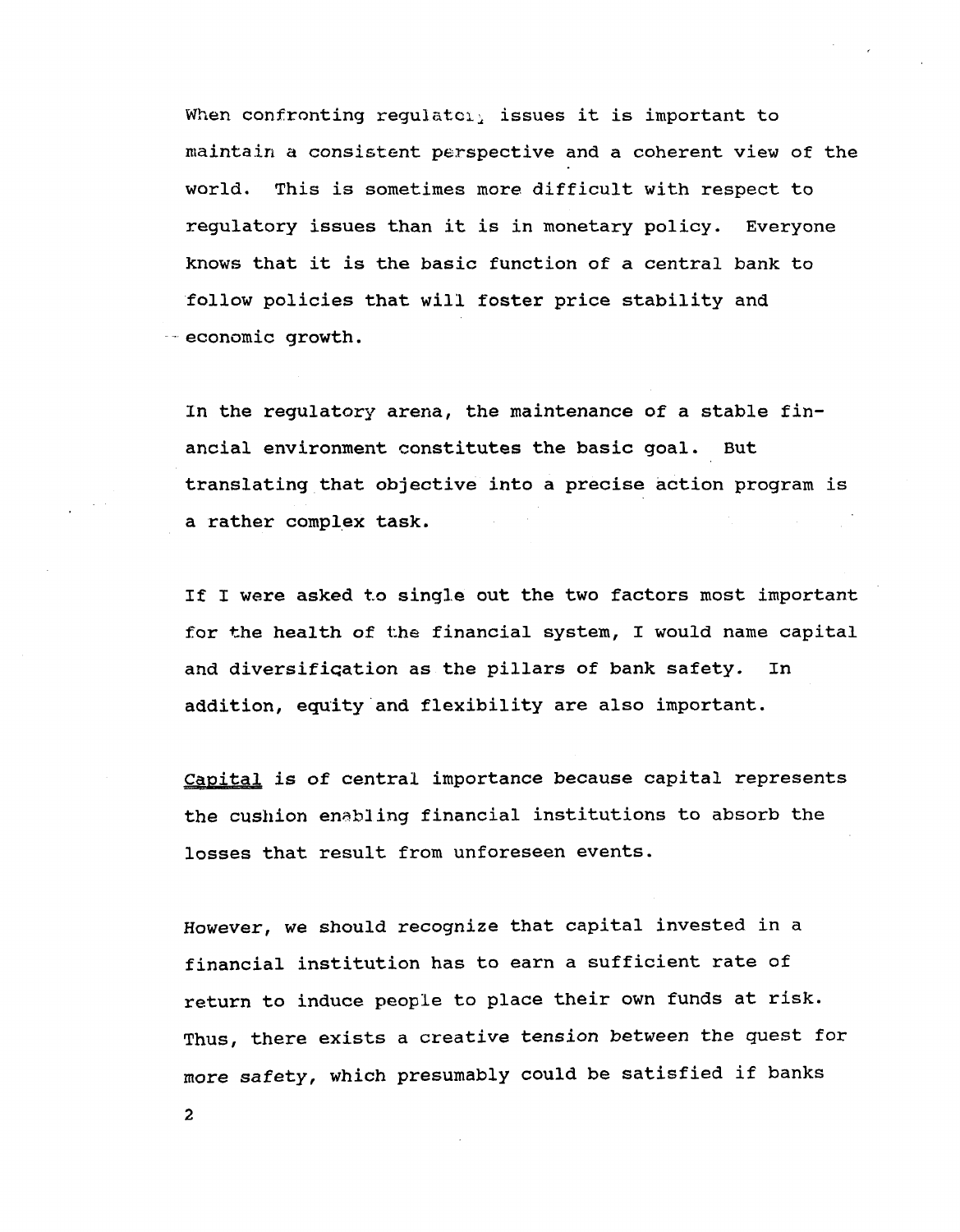When confronting regulatory issues it is important to maintain a consistent perspective and a coherent view of the world. This is sometimes more difficult with respect to regulatory issues than it is in monetary policy. Everyone knows that it is the basic function of a central bank to follow policies that will foster price stability and economic growth.

In the regulatory arena, the maintenance of a stable financial environment constitutes the basic goal. But translating that objective into a precise action program is a rather complex task.

If I were asked to single out the two factors most important for the health of the financial system, I would name capital and diversification as the pillars of bank safety. In addition, equity and flexibility are also important.

<u>Capital</u> is of central importance because capital represents the cushion enabling financial institutions to absorb the losses that result from unforeseen events.

However, we should recognize that capital invested in a financial institution has to earn a sufficient rate of return to induce people to place their own funds at risk. Thus, there exists a creative tension between the quest for more safety, which presumably could be satisfied if banks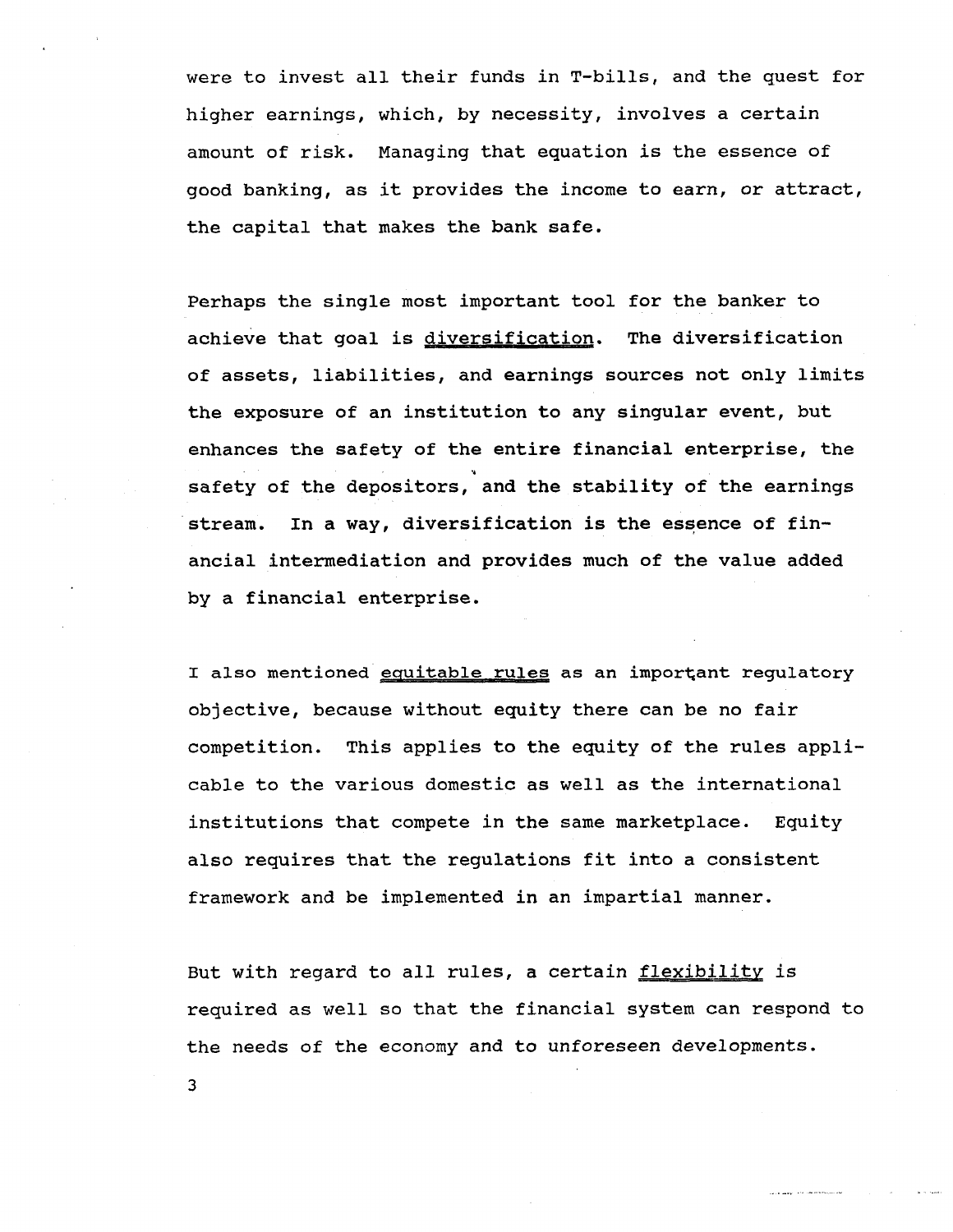were to invest all their funds in T-bills, and the quest for higher earnings, which, by necessity, involves a certain amount of risk. Managing that equation is the essence of good banking, as it provides the income to earn, or attract, the capital that makes the bank safe.

Perhaps the single most important tool for the banker to achieve that goal is diversification. The diversification of assets, liabilities, and earnings sources not only limits the exposure of an institution to any singular event, but enhances the safety of the entire financial enterprise, the safety of the depositors, and the stability of the earnings stream. In a way, diversification is the essence of financial intermediation and provides much of the value added by a financial enterprise.

I also mentioned equitable rules as an important regulatory objective, because without equity there can be no fair competition. This applies to the equity of the rules applicable to the various domestic as well as the international institutions that compete in the same marketplace. Equity also requires that the regulations fit into a consistent framework and be implemented in an impartial manner.

But with regard to all rules, a certain flexibility is required as well so that the financial system can respond to the needs of the economy and to unforeseen developments.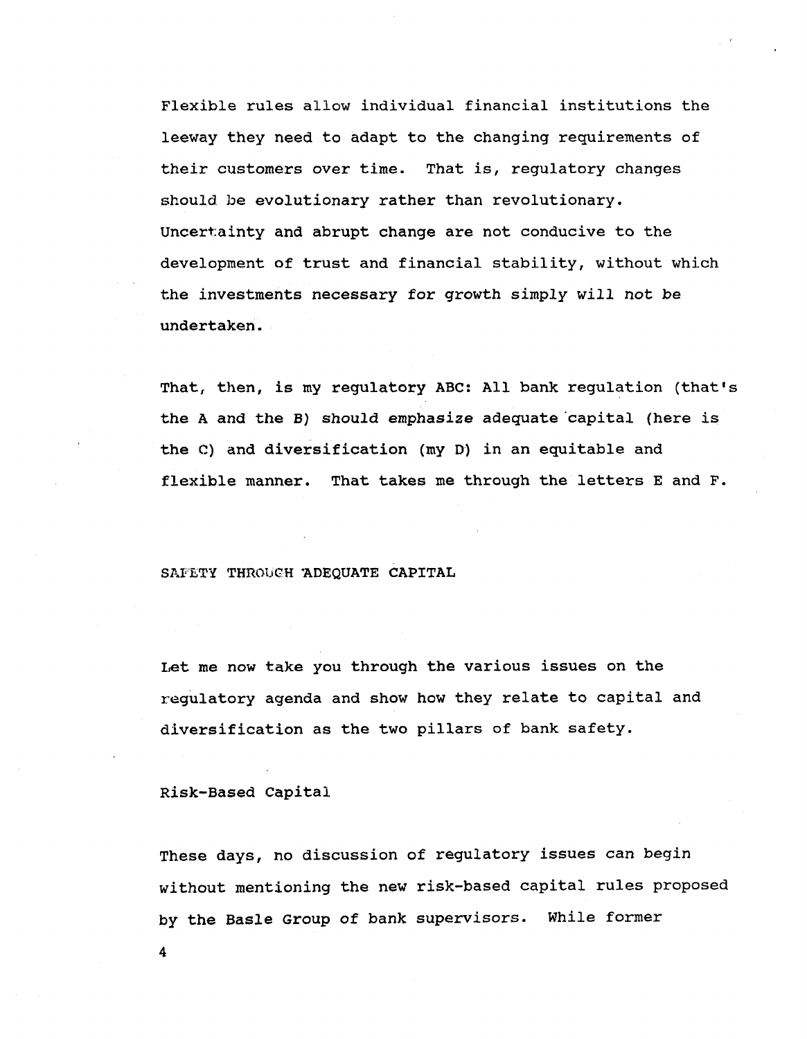Flexible rules allow individual financial institutions the leeway they need to adapt to the changing requirements of their customers over time. That is, regulatory changes should be evolutionary rather than revolutionary. Uncertainty and abrupt change are not conducive to the development of trust and financial stability, without which the investments necessary for growth simply will not be undertaken.

That, then, is my regulatory ABC: All bank regulation (that's the A and the B) should emphasize adequate capital (here is the C) and diversification (my D) in an equitable and flexible manner. That takes me through the letters E and F.

## SAFETY THROUGH ADEQUATE CAPITAL

Let me now take you through the various issues on the regulatory agenda and show how they relate to capital and diversification as the two pillars of bank safety.

### Risk-Based Capital

These days, no discussion of regulatory issues can begin without mentioning the new risk-based capital rules proposed by the Basle Group of bank supervisors. While former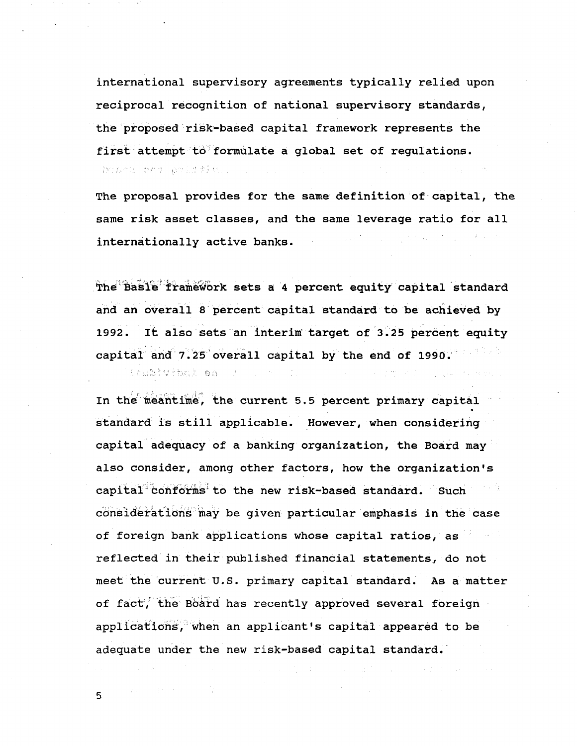international supervisory agreements typically relied upon reciprocal recognition of national supervisory standards, the proposed risk-based capital framework represents the first attempt to formulate a global set of regulations.

The proposal provides for the same definition of capital, the same risk asset classes, and the same leverage ratio for all internationally active banks.

The Basle framework sets a 4 percent equity capital standard and an overall 8 percent capital standard to be achieved by 1992. It also sets an interim target of 3.25 percent equity capital and 7.25 overall capital by the end of 1990.

In the meantime, the current 5.5 percent primary capital standard is still applicable. However, when considering capital adequacy of a banking organization, the Board may also consider, among other factors, how the organization's capital conforms to the new risk-based standard. Such considerations may be given particular emphasis in the case of foreign bank applications whose capital ratios, as reflected in their published financial statements, do not meet the current U.S. primary capital standard. As a matter of fact, the Board has recently approved several foreign applications, when an applicant's capital appeared to be adequate under the new risk-based capital standard.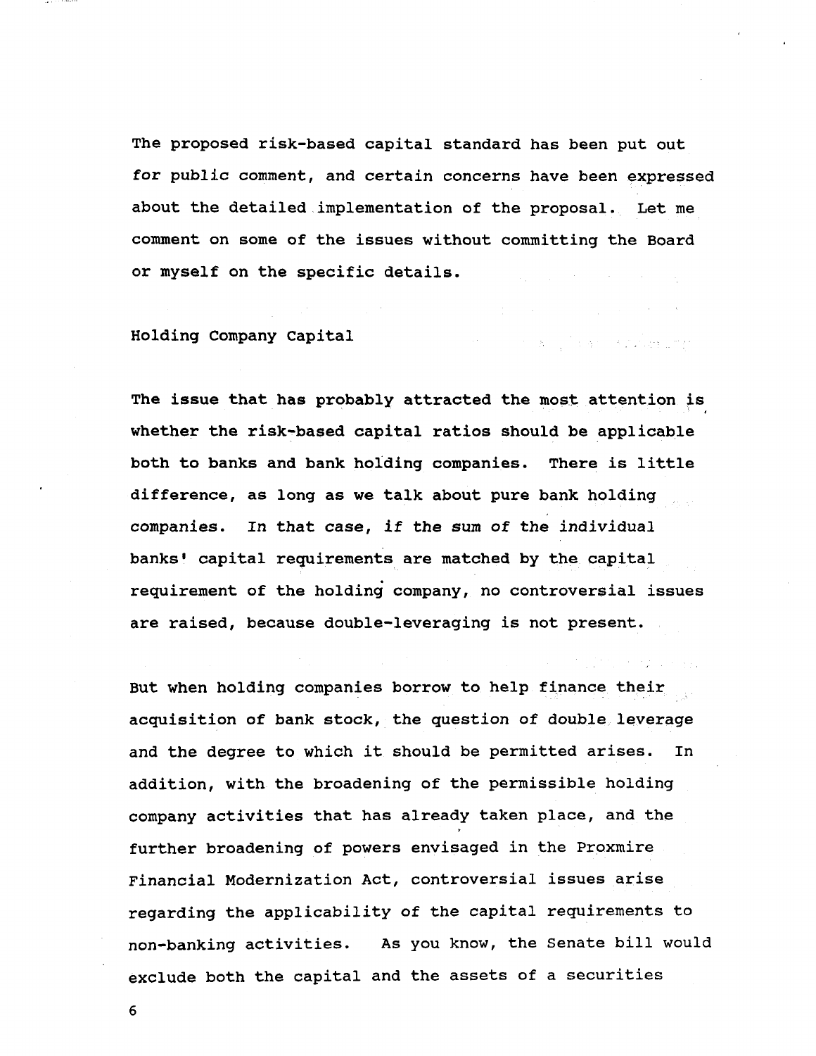The proposed risk-based capital standard has been put out for public comment, and certain concerns have been expressed about the detailed implementation of the proposal. Let me comment on some of the issues without committing the Board or myself on the specific details.

## Holding Company Capital

The issue that has probably attracted the most attention is whether the risk-based capital ratios should be applicable both to banks and bank holding companies. There is little difference, as long as we talk about pure bank holding companies. In that case, if the sum of the individual banks' capital requirements are matched by the capital requirement of the holding company, no controversial issues are raised, because double-leveraging is not present.

But when holding companies borrow to help finance their acquisition of bank stock, the question of double leverage and the degree to which it should be permitted arises. In addition, with the broadening of the permissible holding company activities that has already taken place, and the further broadening of powers envisaged in the Proxmire Financial Modernization Act, controversial issues arise regarding the applicability of the capital requirements to non-banking activities. As you know, the Senate bill would exclude both the capital and the assets of a securities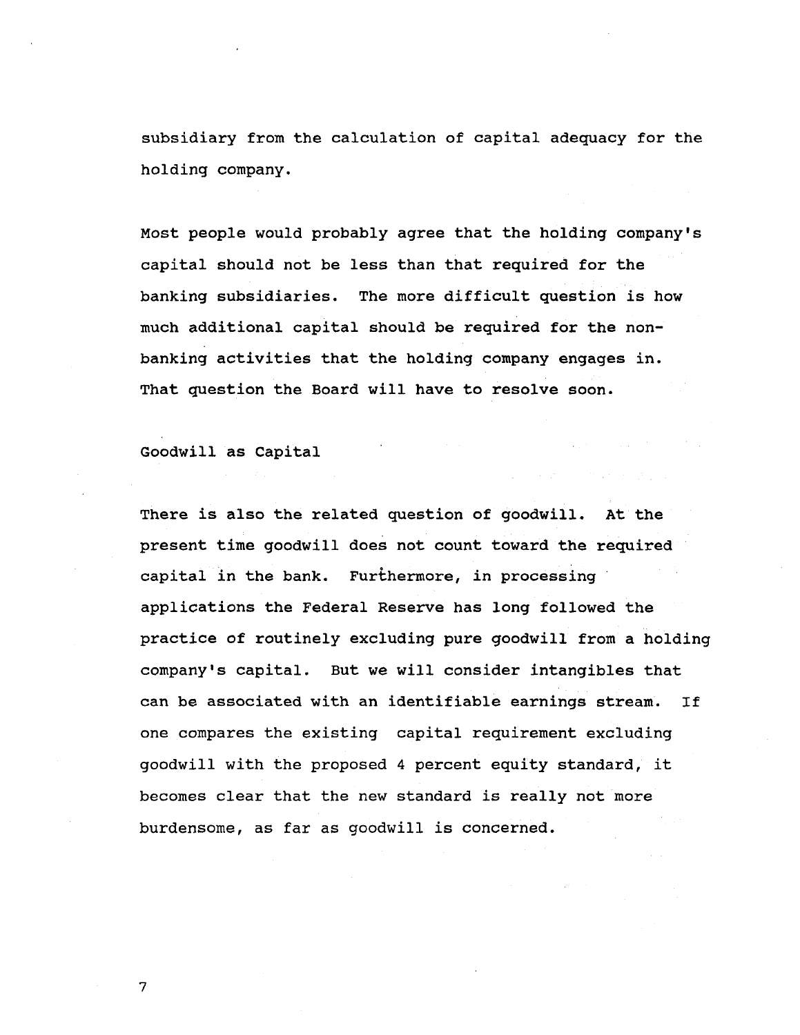subsidiary from the calculation of capital adequacy for the holding company.

Most people would probably agree that the holding company's capital should not be less than that required for the banking subsidiaries. The more difficult question is how much additional capital should be required for the non-banking activities that the holding company engages in. That question the Board will have to resolve soon.

## Goodwill as Capital

There is also the related question of goodwill. At the present time goodwill does not count toward the required capital in the bank. Furthermore, in processing applications the Federal Reserve has long followed the practice of routinely excluding pure goodwill from a holding company's capital. But we will consider intangibles that can be associated with an identifiable earnings stream. If one compares the existing capital requirement excluding goodwill with the proposed 4 percent equity standard, it becomes clear that the new standard is really not more burdensome, as far as goodwill is concerned.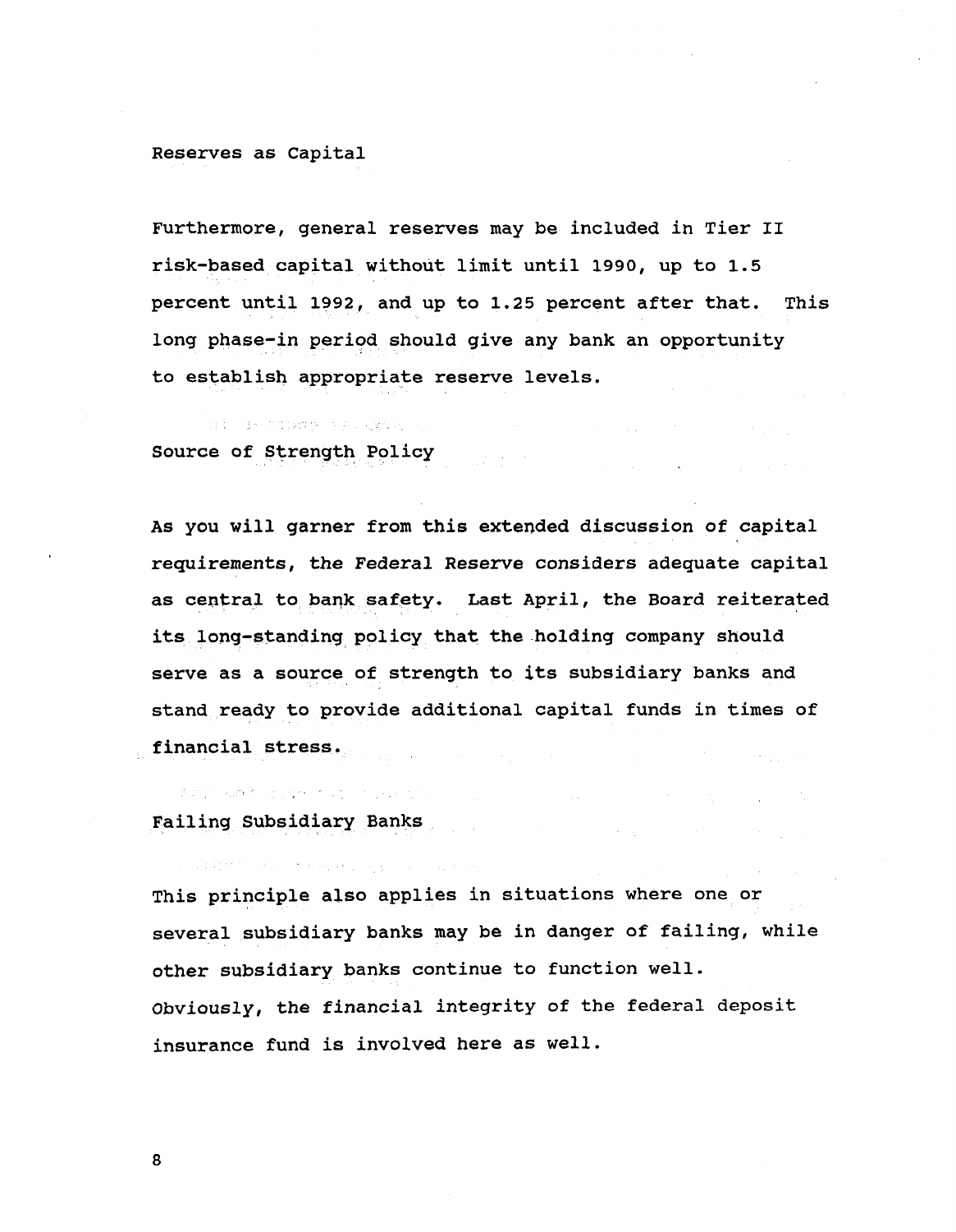## Reserves as Capital

Furthermore, general reserves may be included in Tier II risk-based capital without limit until 1990, up to 1.5 percent until 1992, and up to 1.25 percent after that. This long phase-in period should give any bank an opportunity to establish appropriate reserve levels.

## Source of Strength Policy

As you will garner from this extended discussion of capital requirements, the Federal Reserve considers adequate capital as central to bank safety. Last April, the Board reiterated its long-standing policy that the holding company should serve as a source of strength to its subsidiary banks and stand ready to provide additional capital funds in times of financial stress.

## Failing Subsidiary Banks

This principle also applies in situations where one or several subsidiary banks may be in danger of failing, while other subsidiary banks continue to function well. Obviously, the financial integrity of the federal deposit insurance fund is involved here as well.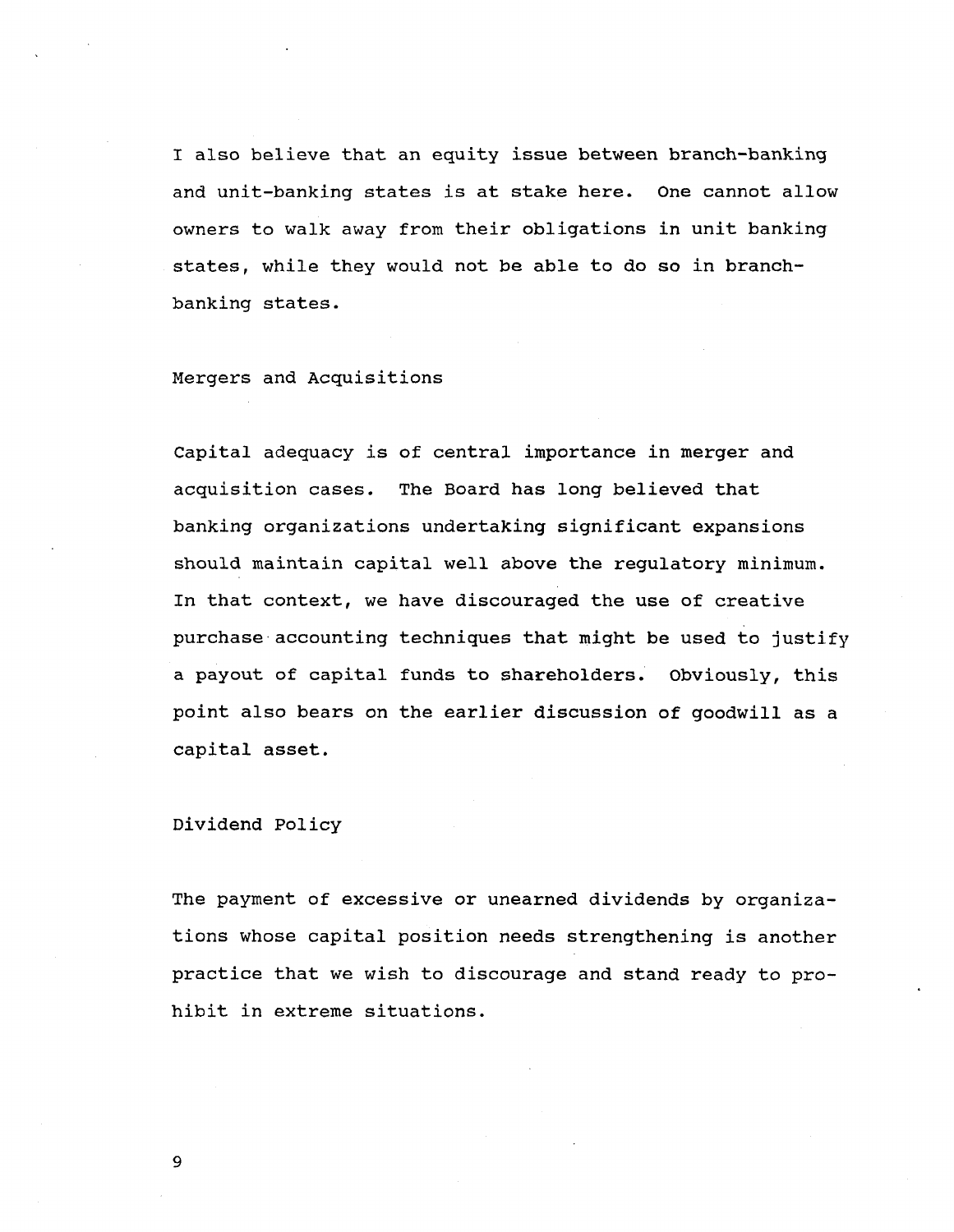I also believe that an equity issue between branch-banking and unit-banking states is at stake here. One cannot allow owners to walk away from their obligations in unit banking states, while they would not be able to do so in branch-banking states.

## Mergers and Acquisitions

Capital adequacy is of central importance in merger and acquisition cases. The Board has long believed that banking organizations undertaking significant expansions should maintain capital well above the regulatory minimum. In that context, we have discouraged the use of creative purchase accounting techniques that might be used to justify a payout of capital funds to shareholders. Obviously, this point also bears on the earlier discussion of goodwill as a capital asset.

## Dividend Policy

The payment of excessive or unearned dividends by organizations whose capital position needs strengthening is another practice that we wish to discourage and stand ready to prohibit in extreme situations.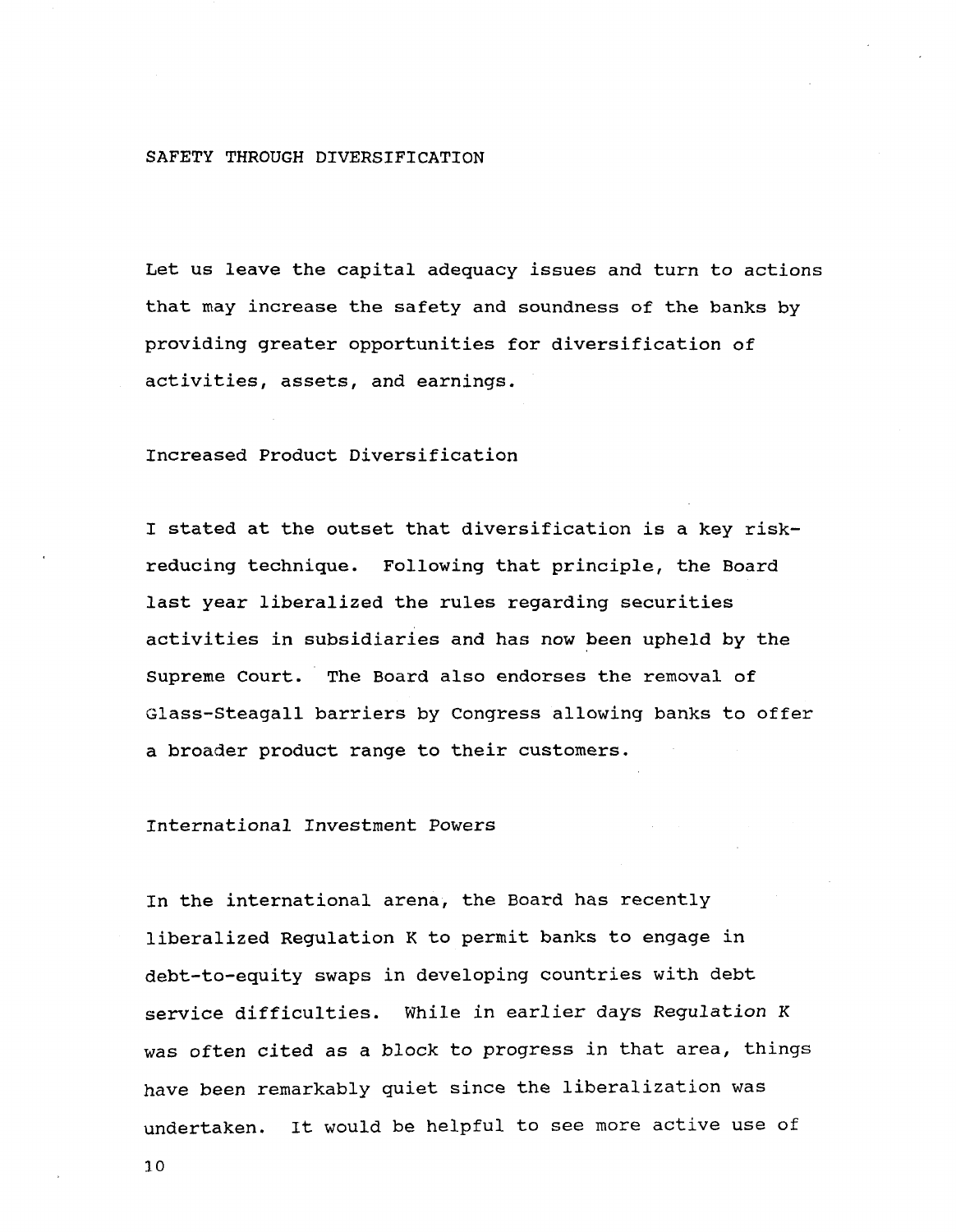## SAFETY THROUGH DIVERSIFICATION

Let us leave the capital adequacy issues and turn to actions that may increase the safety and soundness of the banks by providing greater opportunities for diversification of activities, assets, and earnings.

### Increased Product Diversification

I stated at the outset that diversification is a key risk-reducing technique. Following that principle, the Board last year liberalized the rules regarding securities activities in subsidiaries and has now been upheld by the Supreme Court. The Board also endorses the removal of Glass-Steagall barriers by Congress allowing banks to offer a broader product range to their customers.

### International Investment Powers

In the international arena, the Board has recently liberalized Regulation K to permit banks to engage in debt-to-equity swaps in developing countries with debt service difficulties. While in earlier days Regulation K was often cited as a block to progress in that area, things have been remarkably quiet since the liberalization was undertaken. It would be helpful to see more active use of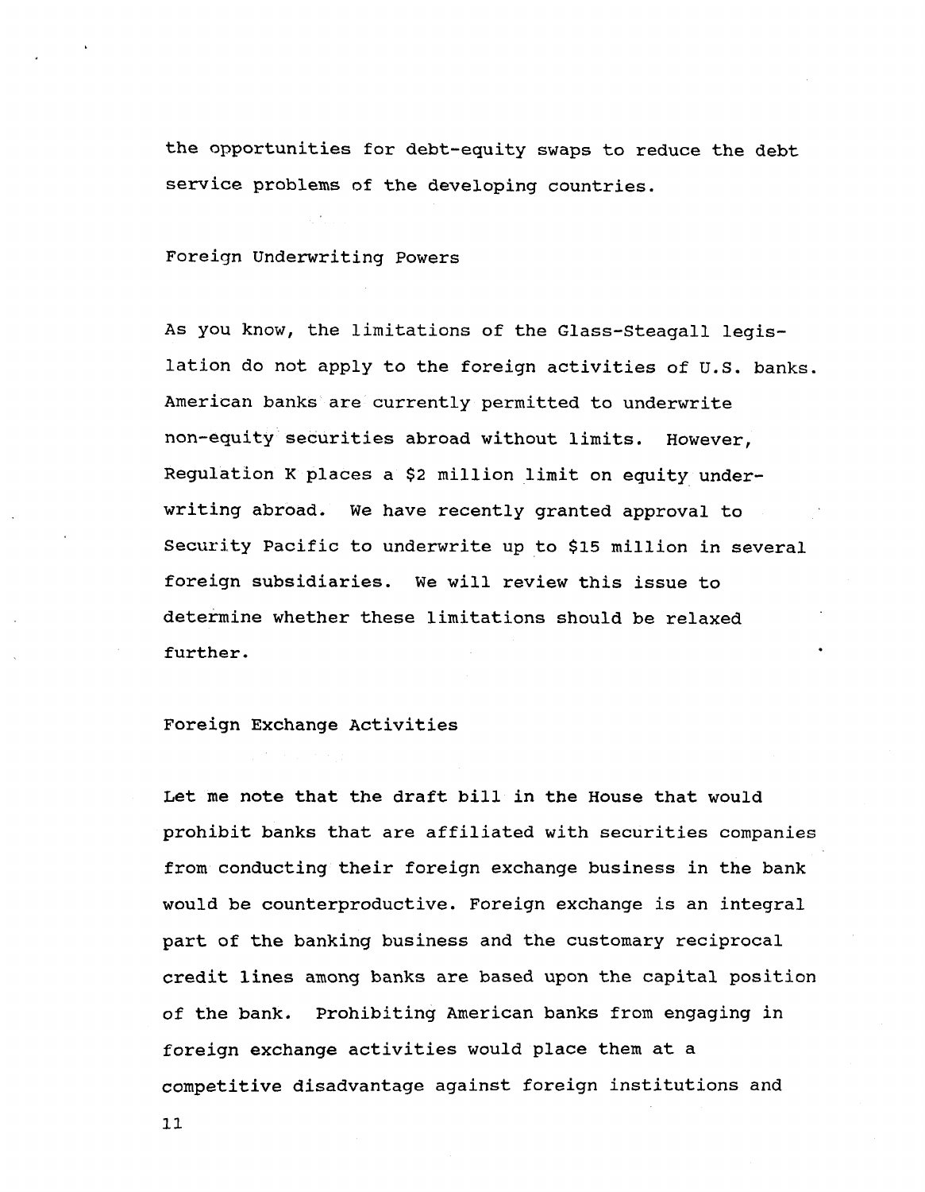the opportunities for debt-equity swaps to reduce the debt service problems of the developing countries.

### Foreign Underwriting Powers

As you know, the limitations of the Glass-Steagall legislation do not apply to the foreign activities of U.S. banks. American banks are currently permitted to underwrite non-equity securities abroad without limits. However, Regulation K places a $2 million limit on equity underwriting abroad. We have recently granted approval to Security Pacific to underwrite up to $15 million in several foreign subsidiaries. We will review this issue to determine whether these limitations should be relaxed further.

### Foreign Exchange Activities

Let me note that the draft bill in the House that would prohibit banks that are affiliated with securities companies from conducting their foreign exchange business in the bank would be counterproductive. Foreign exchange is an integral part of the banking business and the customary reciprocal credit lines among banks are based upon the capital position of the bank. Prohibiting American banks from engaging in foreign exchange activities would place them at a competitive disadvantage against foreign institutions and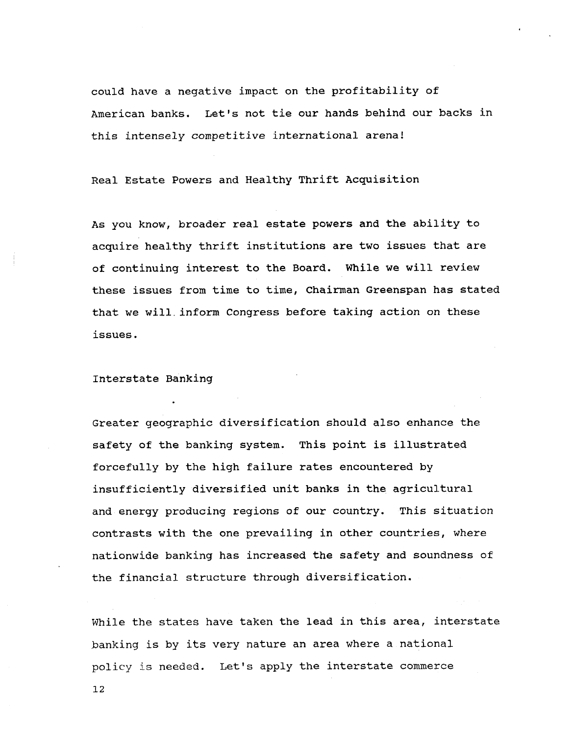could have a negative impact on the profitability of American banks. Let's not tie our hands behind our backs in this intensely *competitive* international arena!

## Real Estate Powers and Healthy Thrift Acquisition

As you know, broader real estate powers and the ability to acquire healthy thrift institutions are two issues that are of continuing interest to the Board. While we will review these issues from time to time, Chairman Greenspan has stated that we will inform Congress before taking action on these issues.

## Interstate Banking

Greater geographic diversification should also enhance the safety of the banking system. This point is illustrated forcefully by the high failure rates encountered by insufficiently diversified unit banks in the agricultural and energy producing regions of our country. This situation contrasts with the one prevailing in other countries, where nationwide banking has increased the safety and soundness of the financial structure through diversification.

While the states have taken the lead in this area, interstate banking is by its very nature an area where a national policy is needed. Let's apply the interstate commerce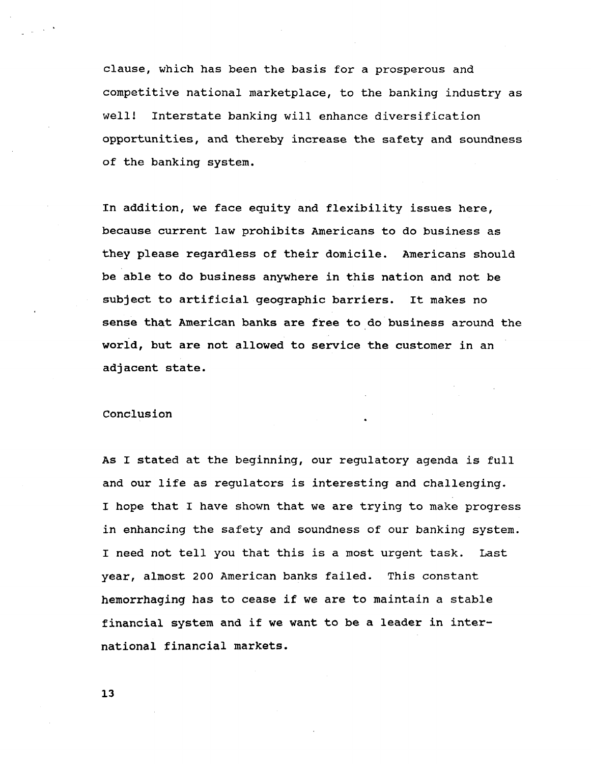clause, which has been the basis for a prosperous and competitive national marketplace, to the banking industry as well! Interstate banking will enhance diversification opportunities, and thereby increase the safety and soundness of the banking system.

In addition, we face equity and flexibility issues here, because current law prohibits Americans to do business as they please regardless of their domicile. Americans should be able to do business anywhere in this nation and not be subject to artificial geographic barriers. It makes no sense that American banks are free to do business around the world, but are not allowed to service the customer in an adjacent state.

## Conclusion

As I stated at the beginning, our regulatory agenda is full and our life as regulators is interesting and challenging. I hope that I have shown that we are trying to make progress in enhancing the safety and soundness of our banking system. I need not tell you that this is a most urgent task. Last year, almost 200 American banks failed. This constant hemorrhaging has to cease if we are to maintain a stable financial system and if we want to be a leader in international financial markets.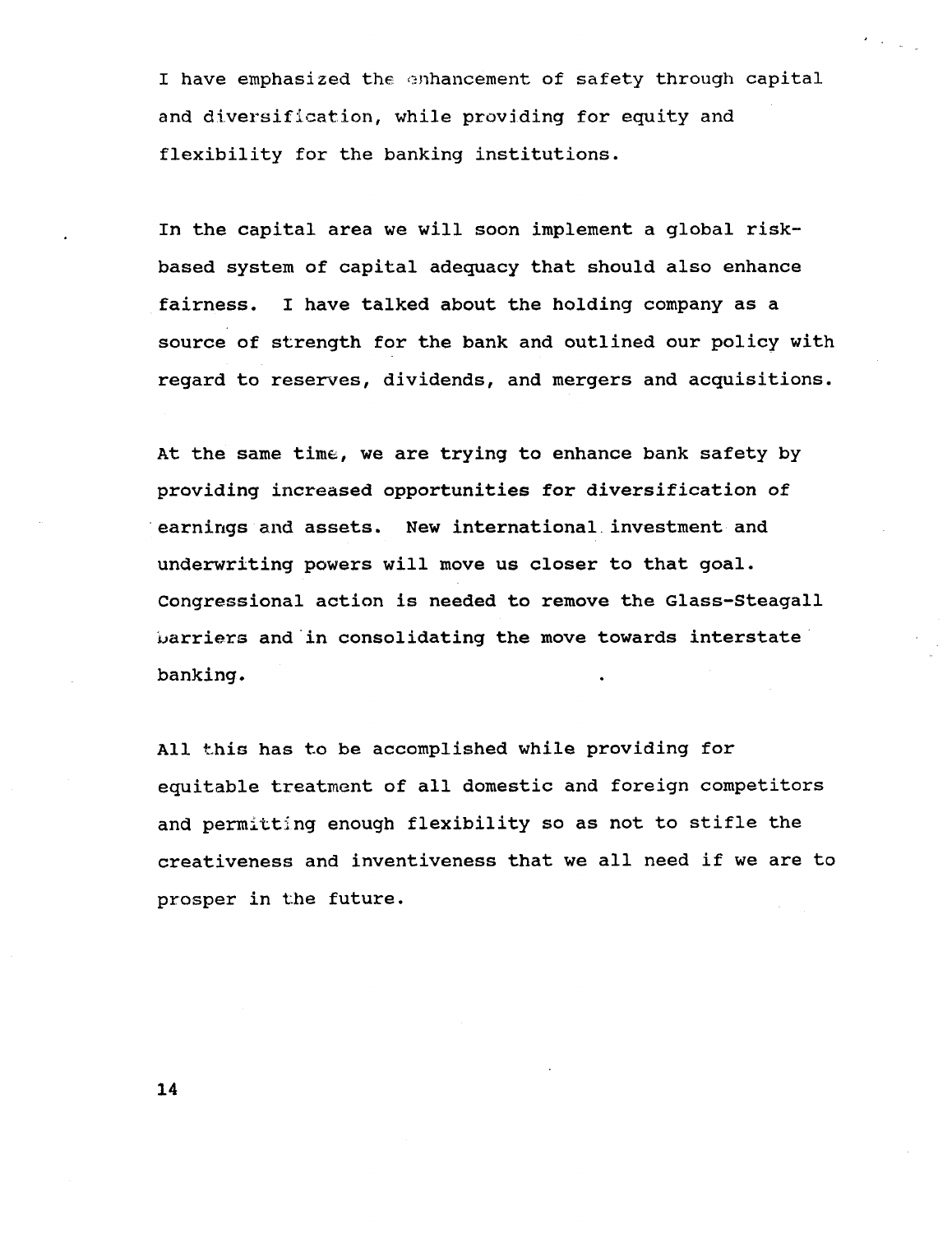I have emphasized the enhancement of safety through capital and diversification, while providing for equity and flexibility for the banking institutions.

In the capital area we will soon implement a global risk-based system of capital adequacy that should also enhance fairness. I have talked about the holding company as a source of strength for the bank and outlined our policy with regard to reserves, dividends, and mergers and acquisitions.

At the same time, we are trying to enhance bank safety by providing increased opportunities for diversification of earnings and assets. New international investment and underwriting powers will move us closer to that goal. Congressional action is needed to remove the Glass-Steagall barriers and in consolidating the move towards interstate banking.

All this has to be accomplished while providing for equitable treatment of all domestic and foreign competitors and permitting enough flexibility so as not to stifle the creativeness and inventiveness that we all need if we are to prosper in the future.